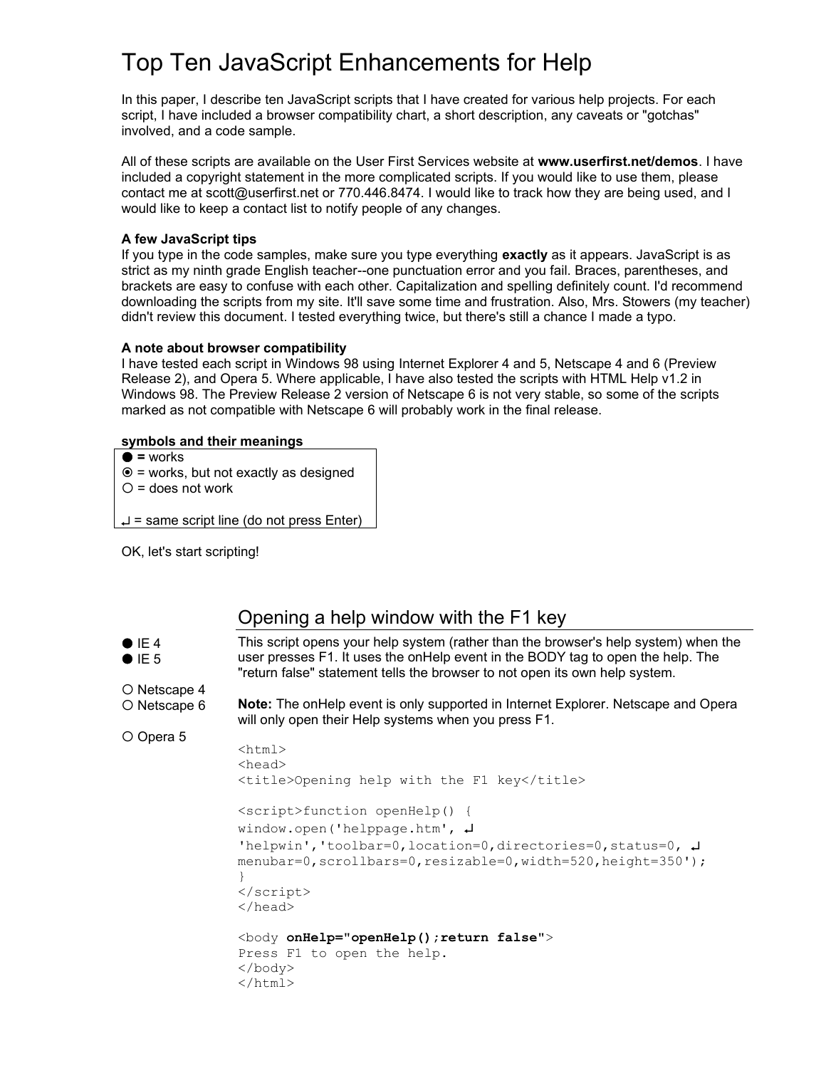# Top Ten JavaScript Enhancements for Help

In this paper, I describe ten JavaScript scripts that I have created for various help projects. For each script, I have included a browser compatibility chart, a short description, any caveats or "gotchas" involved, and a code sample.

All of these scripts are available on the User First Services website at **www.userfirst.net/demos**. I have included a copyright statement in the more complicated scripts. If you would like to use them, please contact me at scott@userfirst.net or 770.446.8474. I would like to track how they are being used, and I would like to keep a contact list to notify people of any changes.

**A few JavaScript tips**

If you type in the code samples, make sure you type everything **exactly** as it appears. JavaScript is as strict as my ninth grade English teacher--one punctuation error and you fail. Braces, parentheses, and brackets are easy to confuse with each other. Capitalization and spelling definitely count. I'd recommend downloading the scripts from my site. It'll save some time and frustration. Also, Mrs. Stowers (my teacher) didn't review this document. I tested everything twice, but there's still a chance I made a typo.

**A note about browser compatibility**

I have tested each script in Windows 98 using Internet Explorer 4 and 5, Netscape 4 and 6 (Preview Release 2), and Opera 5. Where applicable, I have also tested the scripts with HTML Help v1.2 in Windows 98. The Preview Release 2 version of Netscape 6 is not very stable, so some of the scripts marked as not compatible with Netscape 6 will probably work in the final release.

**symbols and their meanings**

- ● **=** works
- ⦿ = works, but not exactly as designed
- ○ = does not work

↵ = same script line (do not press Enter)

OK, let's start scripting!

## Opening a help window with the F1 key

- ● IE 4
- ● IE 5
- ○ Netscape 4
- ○ Netscape 6
- ○ Opera 5

This script opens your help system (rather than the browser's help system) when the user presses F1. It uses the onHelp event in the BODY tag to open the help. The "return false" statement tells the browser to not open its own help system.

**Note:** The onHelp event is only supported in Internet Explorer. Netscape and Opera will only open their Help systems when you press F1.

```
<html>
<head>
<title>Opening help with the F1 key</title>

<script>function openHelp() {
window.open('helppage.htm', ↵
'helpwin','toolbar=0,location=0,directories=0,status=0, ↵
menubar=0,scrollbars=0,resizable=0,width=520,height=350');
}
</script>
</head>

<body onHelp="openHelp();return false">
Press F1 to open the help.
</body>
</html>
```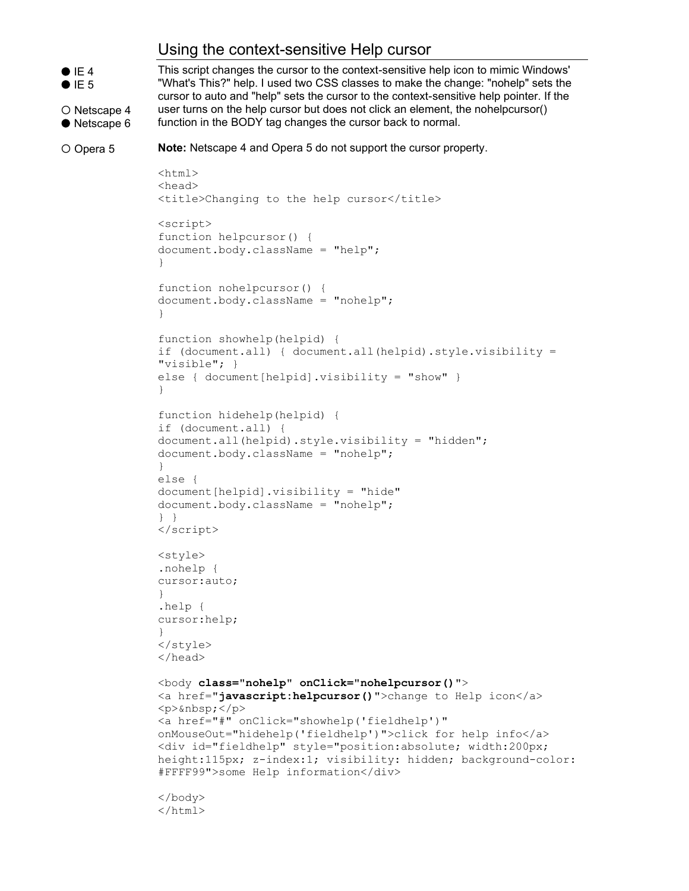## Using the context-sensitive Help cursor

- ● IE 4
- ● IE 5
- ○ Netscape 4
- ● Netscape 6
- ○ Opera 5

This script changes the cursor to the context-sensitive help icon to mimic Windows' "What's This?" help. I used two CSS classes to make the change: "nohelp" sets the cursor to auto and "help" sets the cursor to the context-sensitive help pointer. If the user turns on the help cursor but does not click an element, the nohelpcursor() function in the BODY tag changes the cursor back to normal.

**Note:** Netscape 4 and Opera 5 do not support the cursor property.

```
<html>
<head>
<title>Changing to the help cursor</title>

<script>
function helpcursor() {
document.body.className = "help";
}

function nohelpcursor() {
document.body.className = "nohelp";
}

function showhelp(helpid) {
if (document.all) { document.all(helpid).style.visibility =
"visible"; }
else { document[helpid].visibility = "show" }
}

function hidehelp(helpid) {
if (document.all) {
document.all(helpid).style.visibility = "hidden";
document.body.className = "nohelp";
}
else {
document[helpid].visibility = "hide"
document.body.className = "nohelp";
} }
</script>

<style>
.nohelp {
cursor:auto;
}
.help {
cursor:help;
}
</style>
</head>

<body class="nohelp" onClick="nohelpcursor()">
<a href="javascript:helpcursor()">change to Help icon</a>
<p>&nbsp;</p>
<a href="#" onClick="showhelp('fieldhelp')"
onMouseOut="hidehelp('fieldhelp')">click for help info</a>
<div id="fieldhelp" style="position:absolute; width:200px;
height:115px; z-index:1; visibility: hidden; background-color:
#FFFF99">some Help information</div>

</body>
</html>
```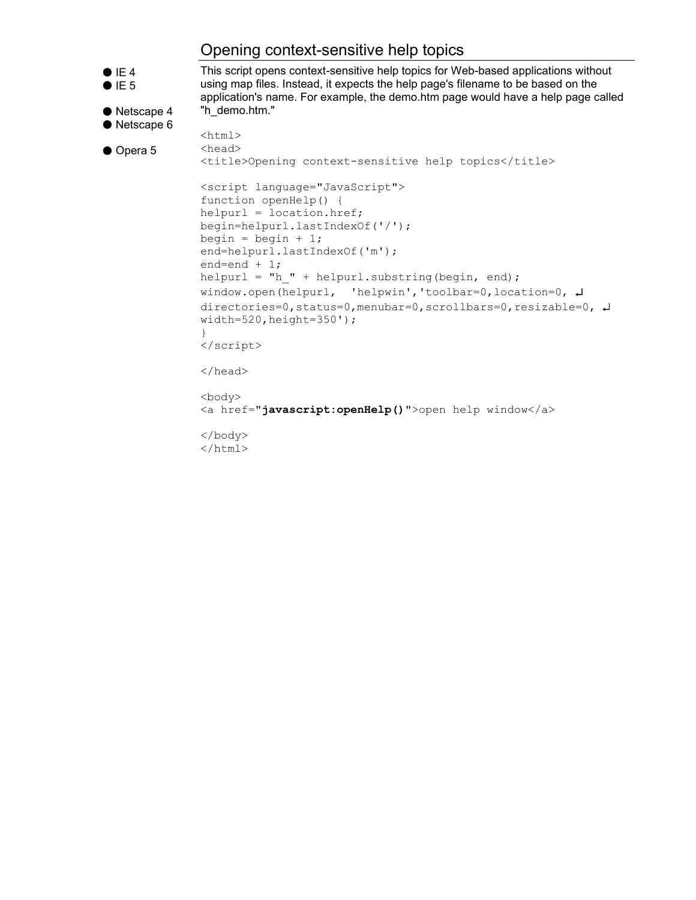## Opening context-sensitive help topics

- IE 4
- IE 5
- Netscape 4
- Netscape 6
- Opera 5

This script opens context-sensitive help topics for Web-based applications without using map files. Instead, it expects the help page's filename to be based on the application's name. For example, the demo.htm page would have a help page called "h_demo.htm."

```
<html>
<head>
<title>Opening context-sensitive help topics</title>

<script language="JavaScript">
function openHelp() {
helpurl = location.href;
begin=helpurl.lastIndexOf('/');
begin = begin + 1;
end=helpurl.lastIndexOf('m');
end=end + 1;
helpurl = "h_" + helpurl.substring(begin, end);
window.open(helpurl,  'helpwin','toolbar=0,location=0, ↵
directories=0,status=0,menubar=0,scrollbars=0,resizable=0, ↵
width=520,height=350');
}
</script>

</head>

<body>
<a href="javascript:openHelp()">open help window</a>

</body>
</html>
```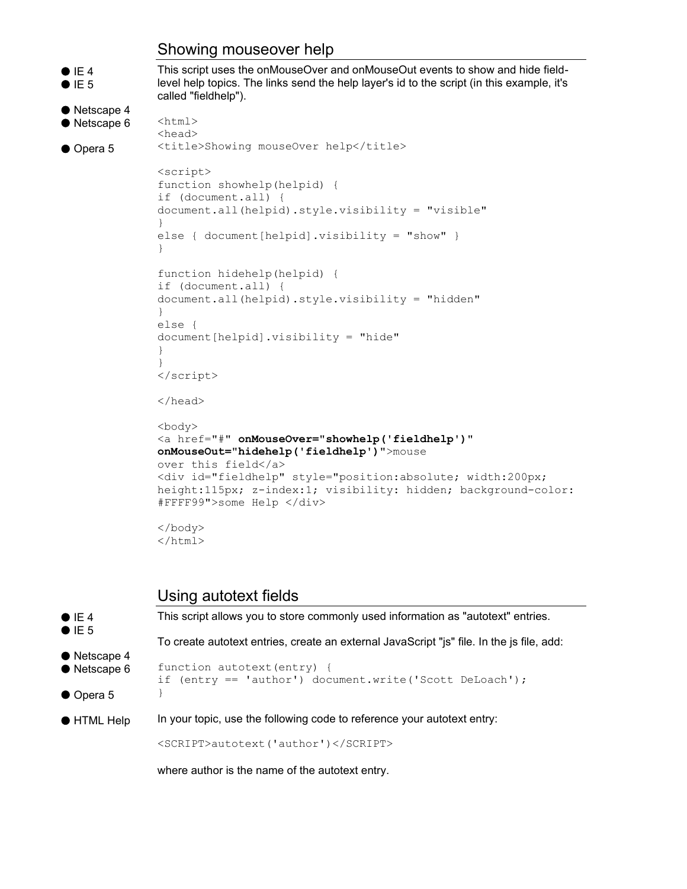## Showing mouseover help

- IE 4
- IE 5
- Netscape 4
- Netscape 6
- Opera 5

This script uses the onMouseOver and onMouseOut events to show and hide field-level help topics. The links send the help layer's id to the script (in this example, it's called "fieldhelp").

```
<html>
<head>
<title>Showing mouseOver help</title>

<script>
function showhelp(helpid) {
if (document.all) {
document.all(helpid).style.visibility = "visible"
}
else { document[helpid].visibility = "show" }
}

function hidehelp(helpid) {
if (document.all) {
document.all(helpid).style.visibility = "hidden"
}
else {
document[helpid].visibility = "hide"
}
}
</script>

</head>

<body>
<a href="#" onMouseOver="showhelp('fieldhelp')"
onMouseOut="hidehelp('fieldhelp')">mouse
over this field</a>
<div id="fieldhelp" style="position:absolute; width:200px;
height:115px; z-index:1; visibility: hidden; background-color:
#FFFF99">some Help </div>

</body>
</html>
```

## Using autotext fields

- IE 4
- IE 5
- Netscape 4
- Netscape 6
- Opera 5
- HTML Help

This script allows you to store commonly used information as "autotext" entries.

To create autotext entries, create an external JavaScript "js" file. In the js file, add:

```
function autotext(entry) {
if (entry == 'author') document.write('Scott DeLoach');
}
```

In your topic, use the following code to reference your autotext entry:

```
<SCRIPT>autotext('author')</SCRIPT>
```

where author is the name of the autotext entry.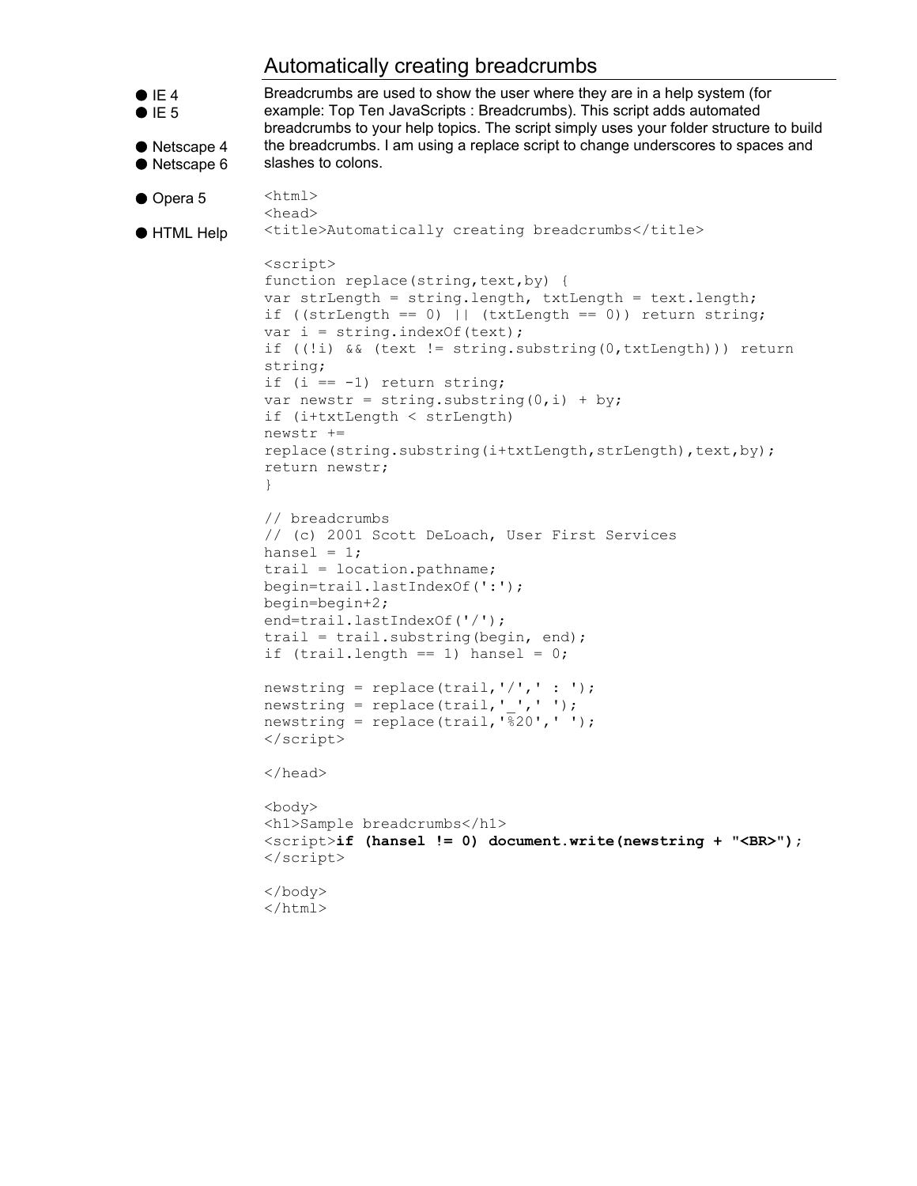# Automatically creating breadcrumbs

- IE 4
- IE 5
- Netscape 4
- Netscape 6
- Opera 5
- HTML Help

Breadcrumbs are used to show the user where they are in a help system (for example: Top Ten JavaScripts : Breadcrumbs). This script adds automated breadcrumbs to your help topics. The script simply uses your folder structure to build the breadcrumbs. I am using a replace script to change underscores to spaces and slashes to colons.

```
<html>
<head>
<title>Automatically creating breadcrumbs</title>

<script>
function replace(string,text,by) {
var strLength = string.length, txtLength = text.length;
if ((strLength == 0) || (txtLength == 0)) return string;
var i = string.indexOf(text);
if ((!i) && (text != string.substring(0,txtLength))) return
string;
if (i == -1) return string;
var newstr = string.substring(0,i) + by;
if (i+txtLength < strLength)
newstr +=
replace(string.substring(i+txtLength,strLength),text,by);
return newstr;
}

// breadcrumbs
// (c) 2001 Scott DeLoach, User First Services
hansel = 1;
trail = location.pathname;
begin=trail.lastIndexOf(':');
begin=begin+2;
end=trail.lastIndexOf('/');
trail = trail.substring(begin, end);
if (trail.length == 1) hansel = 0;

newstring = replace(trail,'/',' : ');
newstring = replace(trail,'_',' ');
newstring = replace(trail,'%20',' ');
</script>

</head>

<body>
<h1>Sample breadcrumbs</h1>
<script>if (hansel != 0) document.write(newstring + "<BR>");
</script>

</body>
</html>
```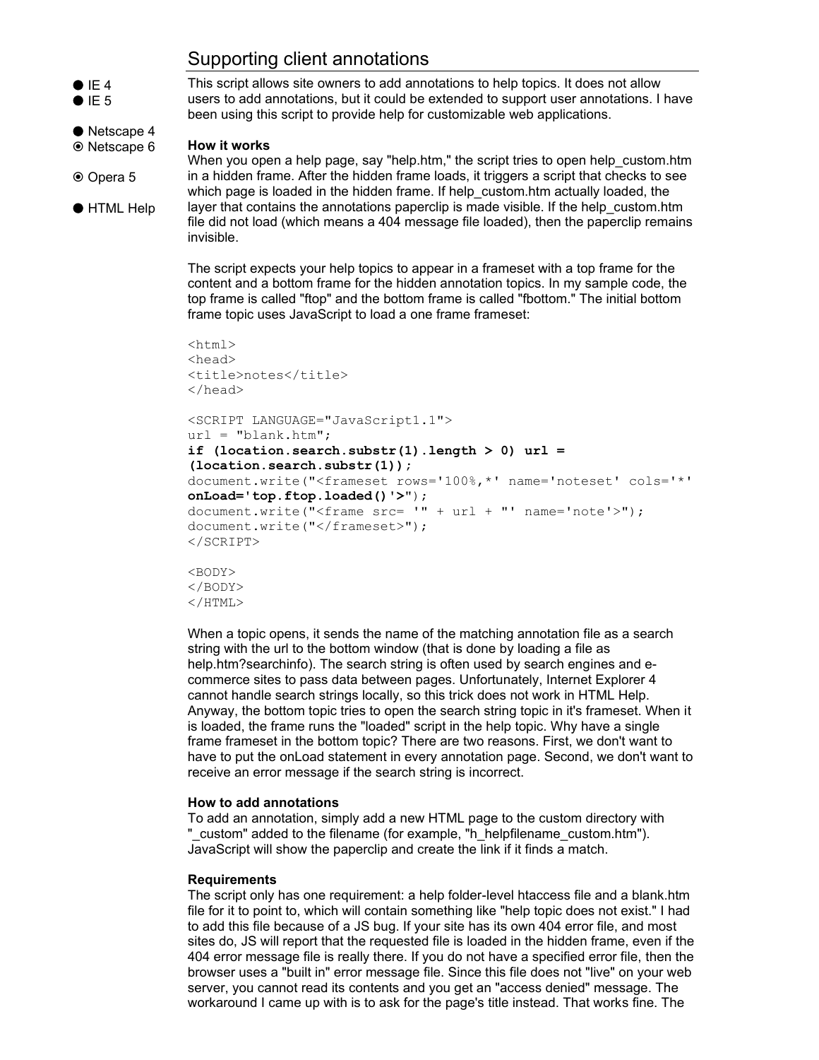## Supporting client annotations

- ● IE 4
- ● IE 5
- ● Netscape 4
- ⦿ Netscape 6
- ⦿ Opera 5
- ● HTML Help

This script allows site owners to add annotations to help topics. It does not allow users to add annotations, but it could be extended to support user annotations. I have been using this script to provide help for customizable web applications.

**How it works**

When you open a help page, say "help.htm," the script tries to open help_custom.htm in a hidden frame. After the hidden frame loads, it triggers a script that checks to see which page is loaded in the hidden frame. If help_custom.htm actually loaded, the layer that contains the annotations paperclip is made visible. If the help_custom.htm file did not load (which means a 404 message file loaded), then the paperclip remains invisible.

The script expects your help topics to appear in a frameset with a top frame for the content and a bottom frame for the hidden annotation topics. In my sample code, the top frame is called "ftop" and the bottom frame is called "fbottom." The initial bottom frame topic uses JavaScript to load a one frame frameset:

```
<html>
<head>
<title>notes</title>
</head>

<SCRIPT LANGUAGE="JavaScript1.1">
url = "blank.htm";
if (location.search.substr(1).length > 0) url =
(location.search.substr(1));
document.write("<frameset rows='100%,*' name='noteset' cols='*'
onLoad='top.ftop.loaded()'>");
document.write("<frame src= '" + url + "' name='note'>");
document.write("</frameset>");
</SCRIPT>

<BODY>
</BODY>
</HTML>
```

When a topic opens, it sends the name of the matching annotation file as a search string with the url to the bottom window (that is done by loading a file as help.htm?searchinfo). The search string is often used by search engines and e-commerce sites to pass data between pages. Unfortunately, Internet Explorer 4 cannot handle search strings locally, so this trick does not work in HTML Help. Anyway, the bottom topic tries to open the search string topic in it's frameset. When it is loaded, the frame runs the "loaded" script in the help topic. Why have a single frame frameset in the bottom topic? There are two reasons. First, we don't want to have to put the onLoad statement in every annotation page. Second, we don't want to receive an error message if the search string is incorrect.

**How to add annotations**

To add an annotation, simply add a new HTML page to the custom directory with "_custom" added to the filename (for example, "h_helpfilename_custom.htm"). JavaScript will show the paperclip and create the link if it finds a match.

**Requirements**

The script only has one requirement: a help folder-level htaccess file and a blank.htm file for it to point to, which will contain something like "help topic does not exist." I had to add this file because of a JS bug. If your site has its own 404 error file, and most sites do, JS will report that the requested file is loaded in the hidden frame, even if the 404 error message file is really there. If you do not have a specified error file, then the browser uses a "built in" error message file. Since this file does not "live" on your web server, you cannot read its contents and you get an "access denied" message. The workaround I came up with is to ask for the page's title instead. That works fine. The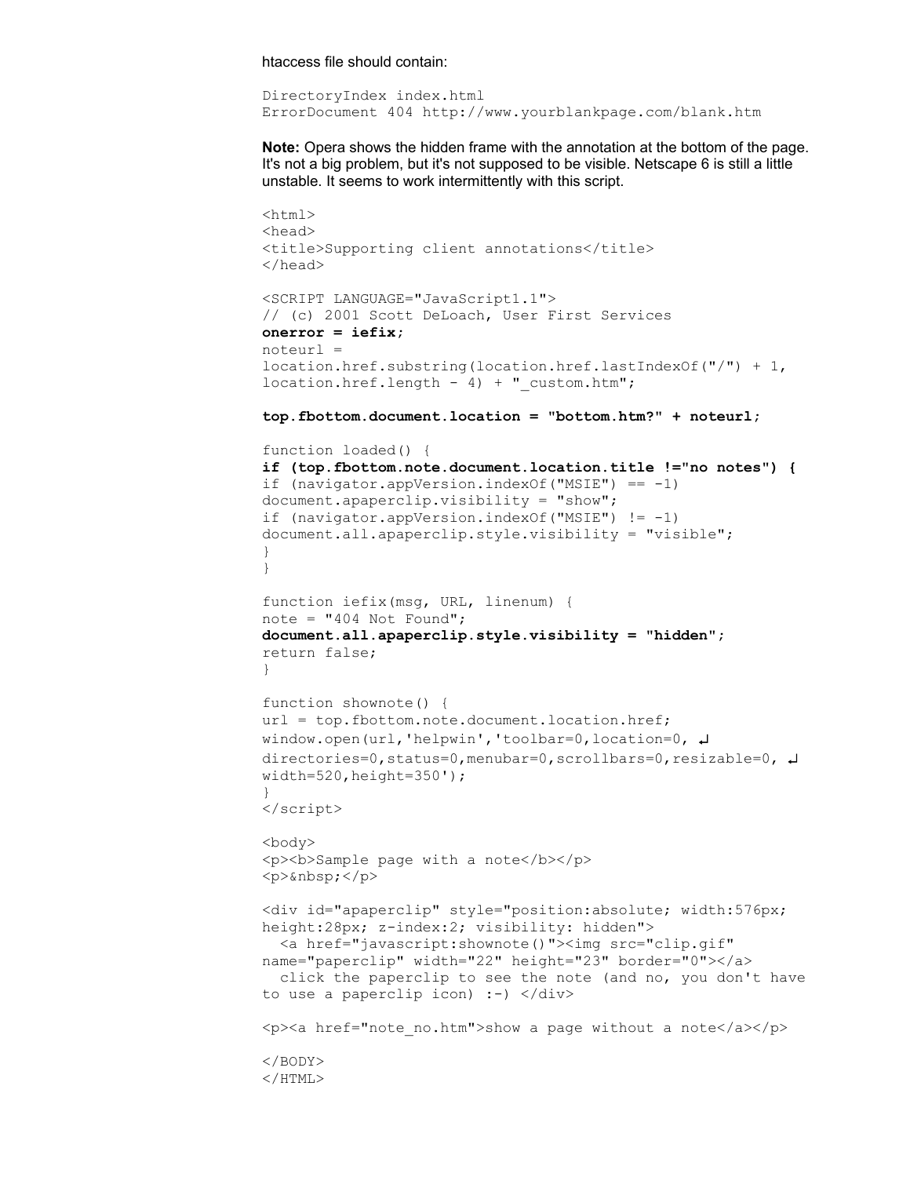htaccess file should contain:

```
DirectoryIndex index.html
ErrorDocument 404 http://www.yourblankpage.com/blank.htm
```

**Note:** Opera shows the hidden frame with the annotation at the bottom of the page. It's not a big problem, but it's not supposed to be visible. Netscape 6 is still a little unstable. It seems to work intermittently with this script.

```
<html>
<head>
<title>Supporting client annotations</title>
</head>

<SCRIPT LANGUAGE="JavaScript1.1">
// (c) 2001 Scott DeLoach, User First Services
onerror = iefix;
noteurl =
location.href.substring(location.href.lastIndexOf("/") + 1,
location.href.length - 4) + "_custom.htm";

top.fbottom.document.location = "bottom.htm?" + noteurl;

function loaded() {
if (top.fbottom.note.document.location.title !="no notes") {
if (navigator.appVersion.indexOf("MSIE") == -1)
document.apaperclip.visibility = "show";
if (navigator.appVersion.indexOf("MSIE") != -1)
document.all.apaperclip.style.visibility = "visible";
}
}

function iefix(msg, URL, linenum) {
note = "404 Not Found";
document.all.apaperclip.style.visibility = "hidden";
return false;
}

function shownote() {
url = top.fbottom.note.document.location.href;
window.open(url,'helpwin','toolbar=0,location=0, ↵
directories=0,status=0,menubar=0,scrollbars=0,resizable=0, ↵
width=520,height=350');
}
</script>

<body>
<p><b>Sample page with a note</b></p>
<p>&nbsp;</p>

<div id="apaperclip" style="position:absolute; width:576px;
height:28px; z-index:2; visibility: hidden">
  <a href="javascript:shownote()"><img src="clip.gif"
name="paperclip" width="22" height="23" border="0"></a>
  click the paperclip to see the note (and no, you don't have
to use a paperclip icon) :-) </div>

<p><a href="note_no.htm">show a page without a note</a></p>

</BODY>
</HTML>
```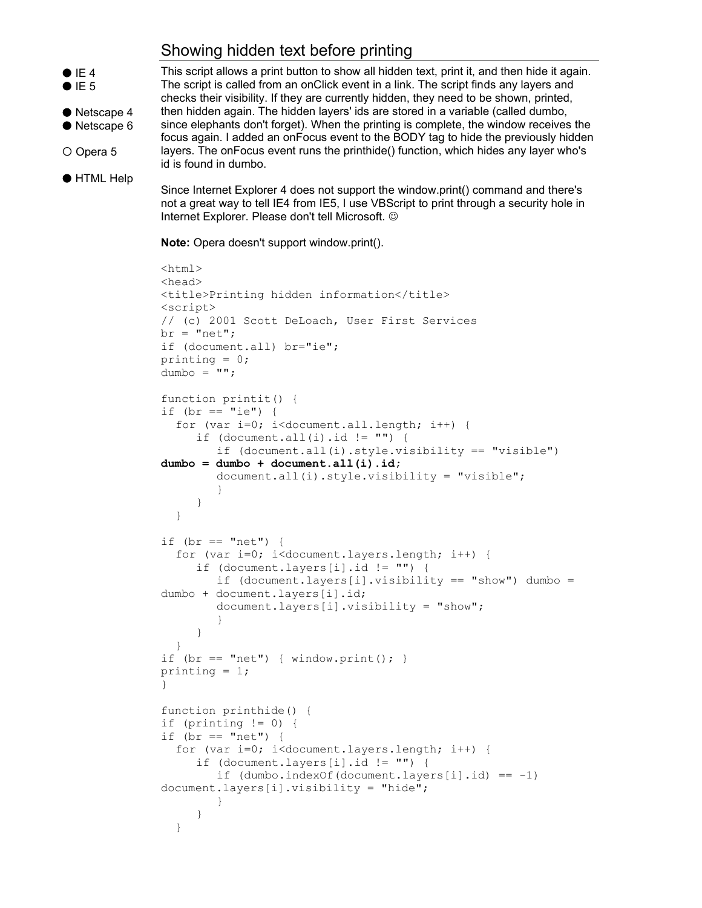## Showing hidden text before printing

- ● IE 4
- ● IE 5
- ● Netscape 4
- ● Netscape 6
- ○ Opera 5
- ● HTML Help

This script allows a print button to show all hidden text, print it, and then hide it again. The script is called from an onClick event in a link. The script finds any layers and checks their visibility. If they are currently hidden, they need to be shown, printed, then hidden again. The hidden layers' ids are stored in a variable (called dumbo, since elephants don't forget). When the printing is complete, the window receives the focus again. I added an onFocus event to the BODY tag to hide the previously hidden layers. The onFocus event runs the printhide() function, which hides any layer who's id is found in dumbo.

Since Internet Explorer 4 does not support the window.print() command and there's not a great way to tell IE4 from IE5, I use VBScript to print through a security hole in Internet Explorer. Please don't tell Microsoft. ☺

**Note:** Opera doesn't support window.print().

```
<html>
<head>
<title>Printing hidden information</title>
<script>
// (c) 2001 Scott DeLoach, User First Services
br = "net";
if (document.all) br="ie";
printing = 0;
dumbo = "";

function printit() {
if (br == "ie") {
  for (var i=0; i<document.all.length; i++) {
     if (document.all(i).id != "") {
        if (document.all(i).style.visibility == "visible")
dumbo = dumbo + document.all(i).id;
        document.all(i).style.visibility = "visible";
        }
     }
  }

if (br == "net") {
  for (var i=0; i<document.layers.length; i++) {
     if (document.layers[i].id != "") {
        if (document.layers[i].visibility == "show") dumbo =
dumbo + document.layers[i].id;
        document.layers[i].visibility = "show";
        }
     }
  }
if (br == "net") { window.print(); }
printing = 1;
}

function printhide() {
if (printing != 0) {
if (br == "net") {
  for (var i=0; i<document.layers.length; i++) {
     if (document.layers[i].id != "") {
        if (dumbo.indexOf(document.layers[i].id) == -1)
document.layers[i].visibility = "hide";
        }
     }
  }
```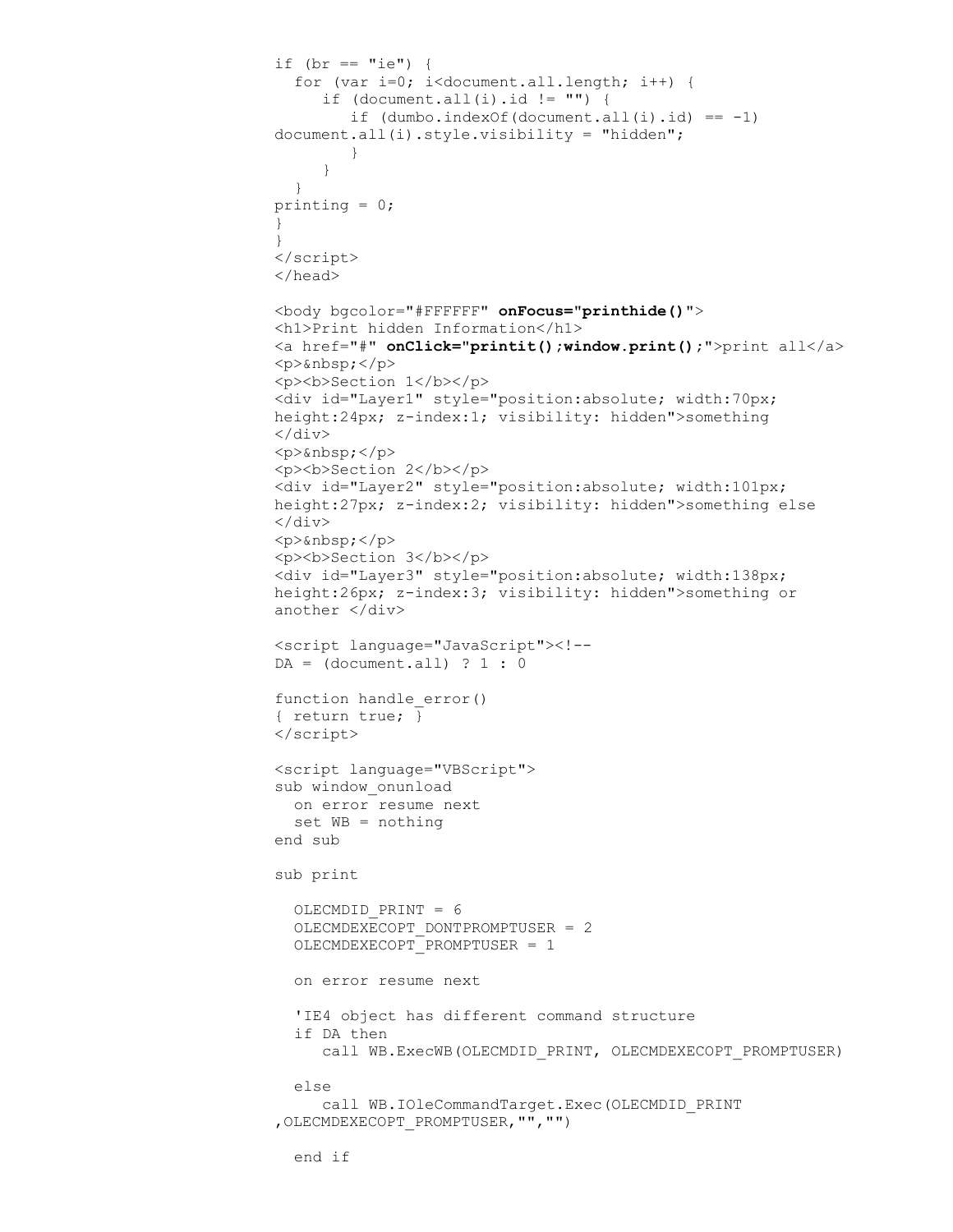```
if (br == "ie") {
  for (var i=0; i<document.all.length; i++) {
     if (document.all(i).id != "") {
         if (dumbo.indexOf(document.all(i).id) == -1)
document.all(i).style.visibility = "hidden";
        }
     }
  }
printing = 0;
}
}
</script>
</head>

<body bgcolor="#FFFFFF" onFocus="printhide()">
<h1>Print hidden Information</h1>
<a href="#" onClick="printit();window.print();">print all</a>
<p>&nbsp;</p>
<p><b>Section 1</b></p>
<div id="Layer1" style="position:absolute; width:70px;
height:24px; z-index:1; visibility: hidden">something
</div>
<p>&nbsp;</p>
<p><b>Section 2</b></p>
<div id="Layer2" style="position:absolute; width:101px;
height:27px; z-index:2; visibility: hidden">something else
</div>
<p>&nbsp;</p>
<p><b>Section 3</b></p>
<div id="Layer3" style="position:absolute; width:138px;
height:26px; z-index:3; visibility: hidden">something or
another </div>

<script language="JavaScript"><!--
DA = (document.all) ? 1 : 0

function handle_error()
{ return true; }
</script>

<script language="VBScript">
sub window_onunload
  on error resume next
  set WB = nothing
end sub

sub print

  OLECMDID_PRINT = 6
  OLECMDEXECOPT_DONTPROMPTUSER = 2
  OLECMDEXECOPT_PROMPTUSER = 1

  on error resume next

  'IE4 object has different command structure
  if DA then
     call WB.ExecWB(OLECMDID_PRINT, OLECMDEXECOPT_PROMPTUSER)

  else
     call WB.IOleCommandTarget.Exec(OLECMDID_PRINT
,OLECMDEXECOPT_PROMPTUSER,"","")

  end if
```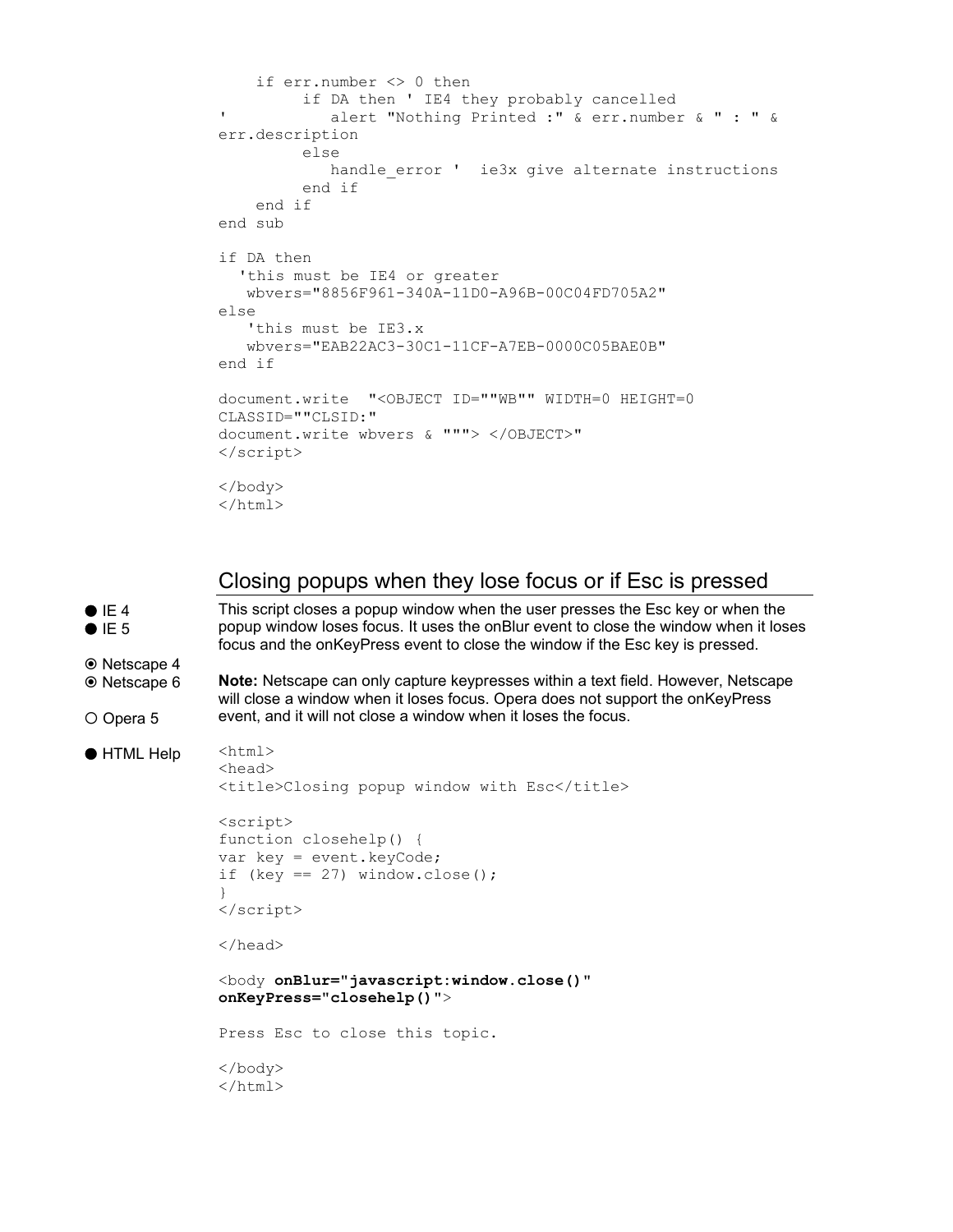```
    if err.number <> 0 then
         if DA then ' IE4 they probably cancelled
'           alert "Nothing Printed :" & err.number & " : " &
err.description
         else
            handle_error '  ie3x give alternate instructions
         end if
    end if
end sub

if DA then
  'this must be IE4 or greater
   wbvers="8856F961-340A-11D0-A96B-00C04FD705A2"
else
   'this must be IE3.x
   wbvers="EAB22AC3-30C1-11CF-A7EB-0000C05BAE0B"
end if

document.write  "<OBJECT ID=""WB"" WIDTH=0 HEIGHT=0
CLASSID=""CLSID:"
document.write wbvers & """> </OBJECT>"
</script>

</body>
</html>
```

## Closing popups when they lose focus or if Esc is pressed

- ● IE 4
- ● IE 5
- ⦿ Netscape 4
- ⦿ Netscape 6
- ○ Opera 5
- ● HTML Help

This script closes a popup window when the user presses the Esc key or when the popup window loses focus. It uses the onBlur event to close the window when it loses focus and the onKeyPress event to close the window if the Esc key is pressed.

**Note:** Netscape can only capture keypresses within a text field. However, Netscape will close a window when it loses focus. Opera does not support the onKeyPress event, and it will not close a window when it loses the focus.

```
<html>
<head>
<title>Closing popup window with Esc</title>

<script>
function closehelp() {
var key = event.keyCode;
if (key == 27) window.close();
}
</script>

</head>

<body onBlur="javascript:window.close()"
onKeyPress="closehelp()">

Press Esc to close this topic.

</body>
</html>
```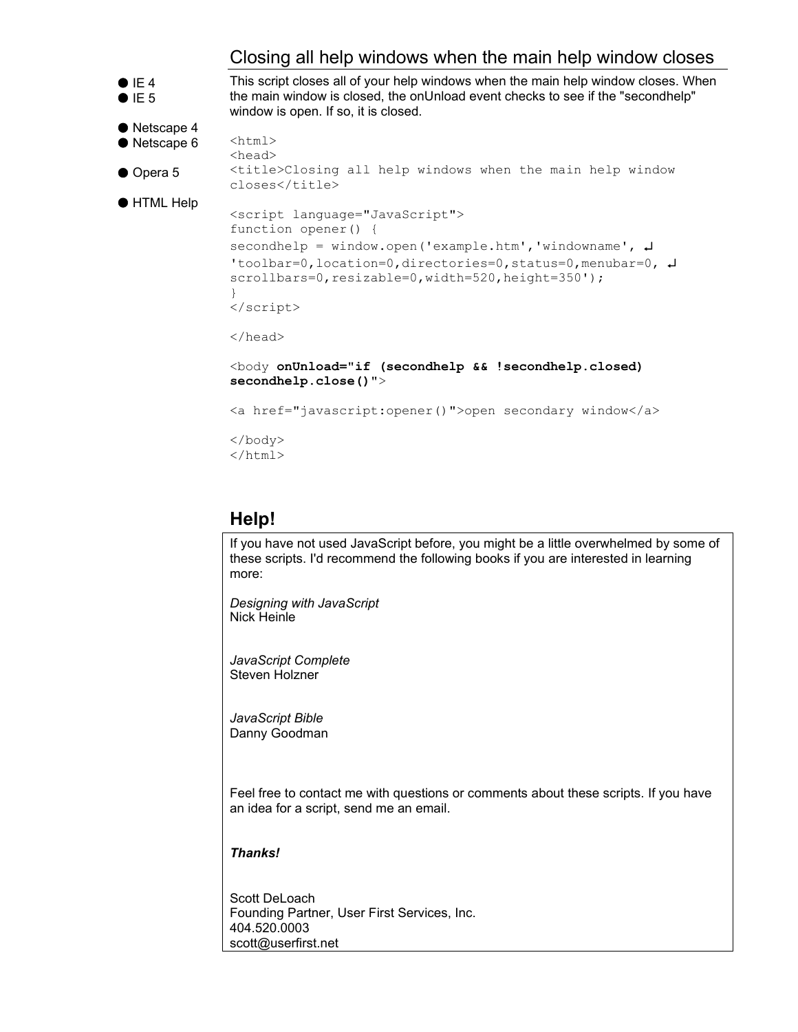## Closing all help windows when the main help window closes

- IE 4
- IE 5
- Netscape 4
- Netscape 6
- Opera 5
- HTML Help

This script closes all of your help windows when the main help window closes. When the main window is closed, the onUnload event checks to see if the "secondhelp" window is open. If so, it is closed.

```
<html>
<head>
<title>Closing all help windows when the main help window
closes</title>

<script language="JavaScript">
function opener() {
secondhelp = window.open('example.htm','windowname', ↵
'toolbar=0,location=0,directories=0,status=0,menubar=0, ↵
scrollbars=0,resizable=0,width=520,height=350');
}
</script>

</head>

<body onUnload="if (secondhelp && !secondhelp.closed)
secondhelp.close()">

<a href="javascript:opener()">open secondary window</a>

</body>
</html>
```

## Help!

If you have not used JavaScript before, you might be a little overwhelmed by some of these scripts. I'd recommend the following books if you are interested in learning more:

*Designing with JavaScript*
Nick Heinle

*JavaScript Complete*
Steven Holzner

*JavaScript Bible*
Danny Goodman

Feel free to contact me with questions or comments about these scripts. If you have an idea for a script, send me an email.

***Thanks!***

Scott DeLoach
Founding Partner, User First Services, Inc.
404.520.0003
scott@userfirst.net